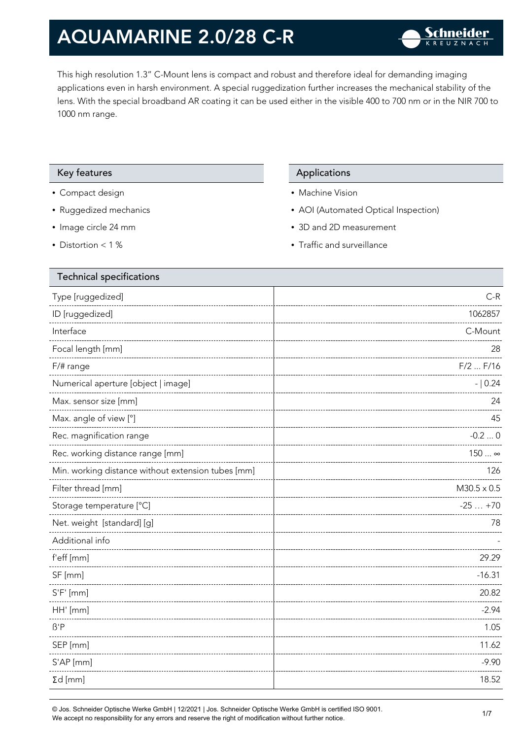# AQUAMARINE 2.0/28 C-R

This high resolution 1.3" C-Mount lens is compact and robust and therefore ideal for demanding imaging applications even in harsh environment. A special ruggedization further increases the mechanical stability of the lens. With the special broadband AR coating it can be used either in the visible 400 to 700 nm or in the NIR 700 to 1000 nm range.

## Key features

- Compact design
- Ruggedized mechanics
- Image circle 24 mm
- Distortion < 1 %

## Applications

- Machine Vision
- AOI (Automated Optical Inspection)
- 3D and 2D measurement
- Traffic and surveillance

## Technical specifications

| Parameter | Value |
|---|---|
| Type [ruggedized] | C-R |
| ID [ruggedized] | 1062857 |
| Interface | C-Mount |
| Focal length [mm] | 28 |
| F/# range | F/2 ... F/16 |
| Numerical aperture [object \| image] | - \| 0.24 |
| Max. sensor size [mm] | 24 |
| Max. angle of view [°] | 45 |
| Rec. magnification range | -0.2 ... 0 |
| Rec. working distance range [mm] | 150 ... ∞ |
| Min. working distance without extension tubes [mm] | 126 |
| Filter thread [mm] | M30.5 x 0.5 |
| Storage temperature [°C] | -25 … +70 |
| Net. weight [standard] [g] | 78 |
| Additional info | - |
| f'eff [mm] | 29.29 |
| SF [mm] | -16.31 |
| S'F' [mm] | 20.82 |
| HH' [mm] | -2.94 |
| ß'P | 1.05 |
| SEP [mm] | 11.62 |
| S'AP [mm] | -9.90 |
| Σd [mm] | 18.52 |

© Jos. Schneider Optische Werke GmbH | 12/2021 | Jos. Schneider Optische Werke GmbH is certified ISO 9001.
We accept no responsibility for any errors and reserve the right of modification without further notice.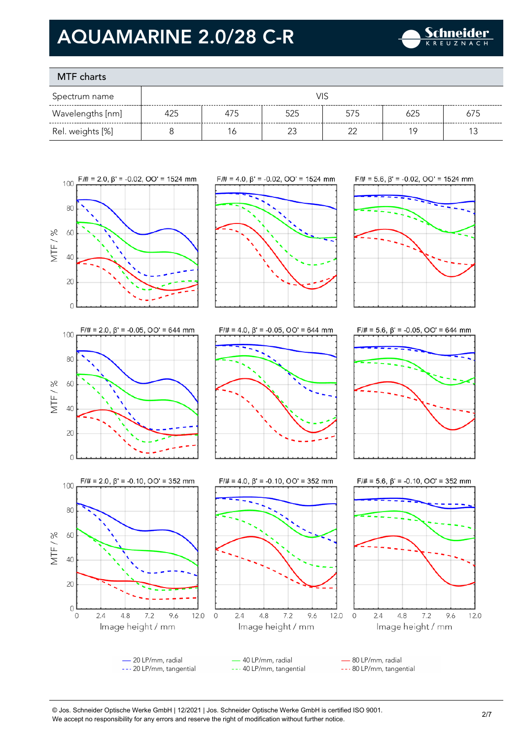# AQUAMARINE 2.0/28 C-R

## MTF charts

| Spectrum name | VIS | | | | | |
|---|---|---|---|---|---|---|
| Wavelengths [nm] | 425 | 475 | 525 | 575 | 625 | 675 |
| Rel. weights [%] | 8 | 16 | 23 | 22 | 19 | 13 |

F/# = 2.0, β' = -0.02, OO' = 1524 mm

F/# = 4.0, β' = -0.02, OO' = 1524 mm

F/# = 5.6, β' = -0.02, OO' = 1524 mm

F/# = 2.0, β' = -0.05, OO' = 644 mm

F/# = 4.0, β' = -0.05, OO' = 644 mm

F/# = 5.6, β' = -0.05, OO' = 644 mm

F/# = 2.0, β' = -0.10, OO' = 352 mm

F/# = 4.0, β' = -0.10, OO' = 352 mm

F/# = 5.6, β' = -0.10, OO' = 352 mm

MTF / %

Image height / mm

— 20 LP/mm, radial
--- 20 LP/mm, tangential
— 40 LP/mm, radial
--- 40 LP/mm, tangential
— 80 LP/mm, radial
--- 80 LP/mm, tangential

© Jos. Schneider Optische Werke GmbH | 12/2021 | Jos. Schneider Optische Werke GmbH is certified ISO 9001.
We accept no responsibility for any errors and reserve the right of modification without further notice.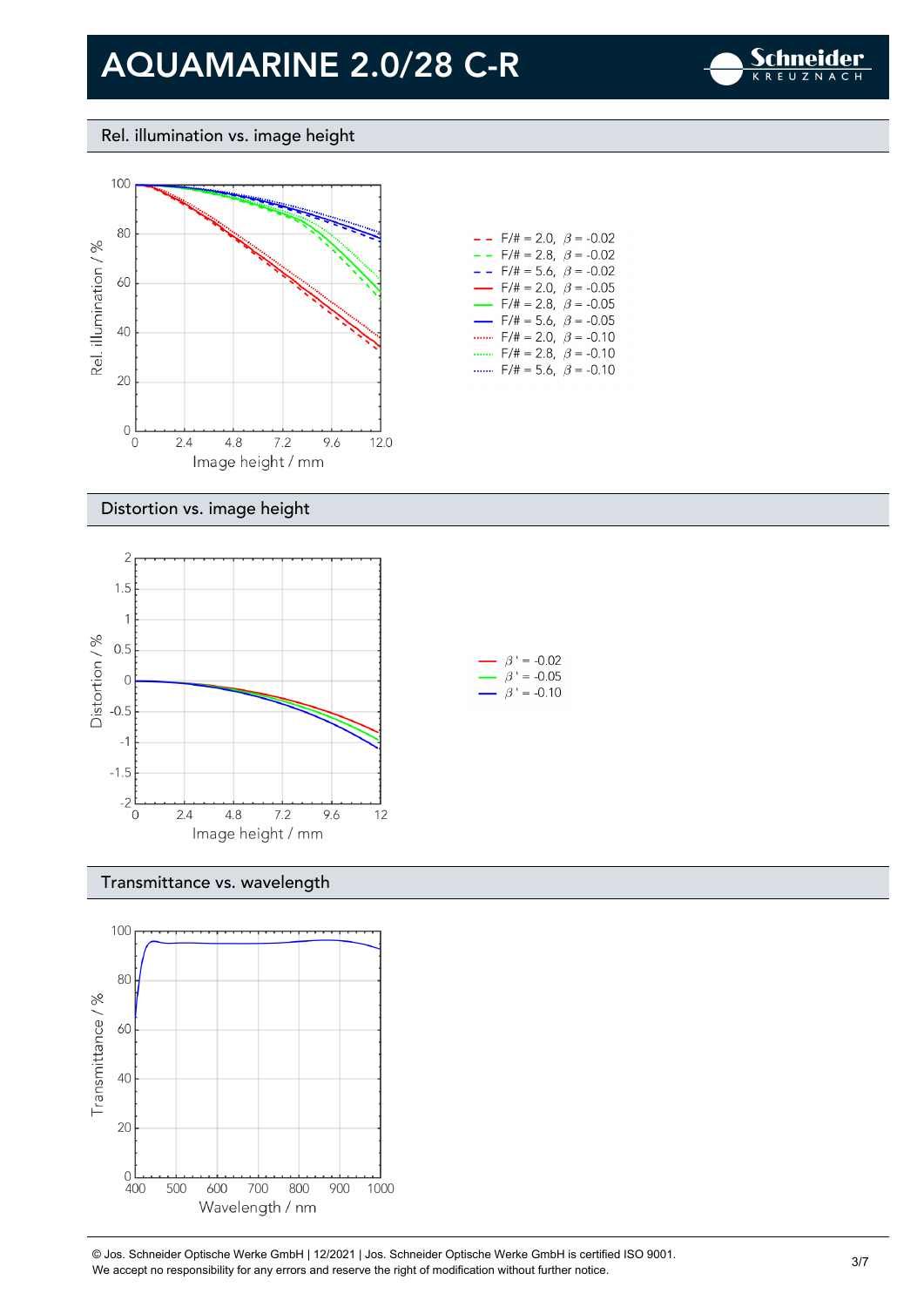# AQUAMARINE 2.0/28 C-R

## Rel. illumination vs. image height

Rel. illumination / %

Image height / mm

- F/# = 2.0, $\beta$ = -0.02
- F/# = 2.8, $\beta$ = -0.02
- F/# = 5.6, $\beta$ = -0.02
- F/# = 2.0, $\beta$ = -0.05
- F/# = 2.8, $\beta$ = -0.05
- F/# = 5.6, $\beta$ = -0.05
- F/# = 2.0, $\beta$ = -0.10
- F/# = 2.8, $\beta$ = -0.10
- F/# = 5.6, $\beta$ = -0.10

## Distortion vs. image height

Distortion / %

Image height / mm

- $\beta'$ = -0.02
- $\beta'$ = -0.05
- $\beta'$ = -0.10

## Transmittance vs. wavelength

Transmittance / %

Wavelength / nm

© Jos. Schneider Optische Werke GmbH | 12/2021 | Jos. Schneider Optische Werke GmbH is certified ISO 9001.
We accept no responsibility for any errors and reserve the right of modification without further notice.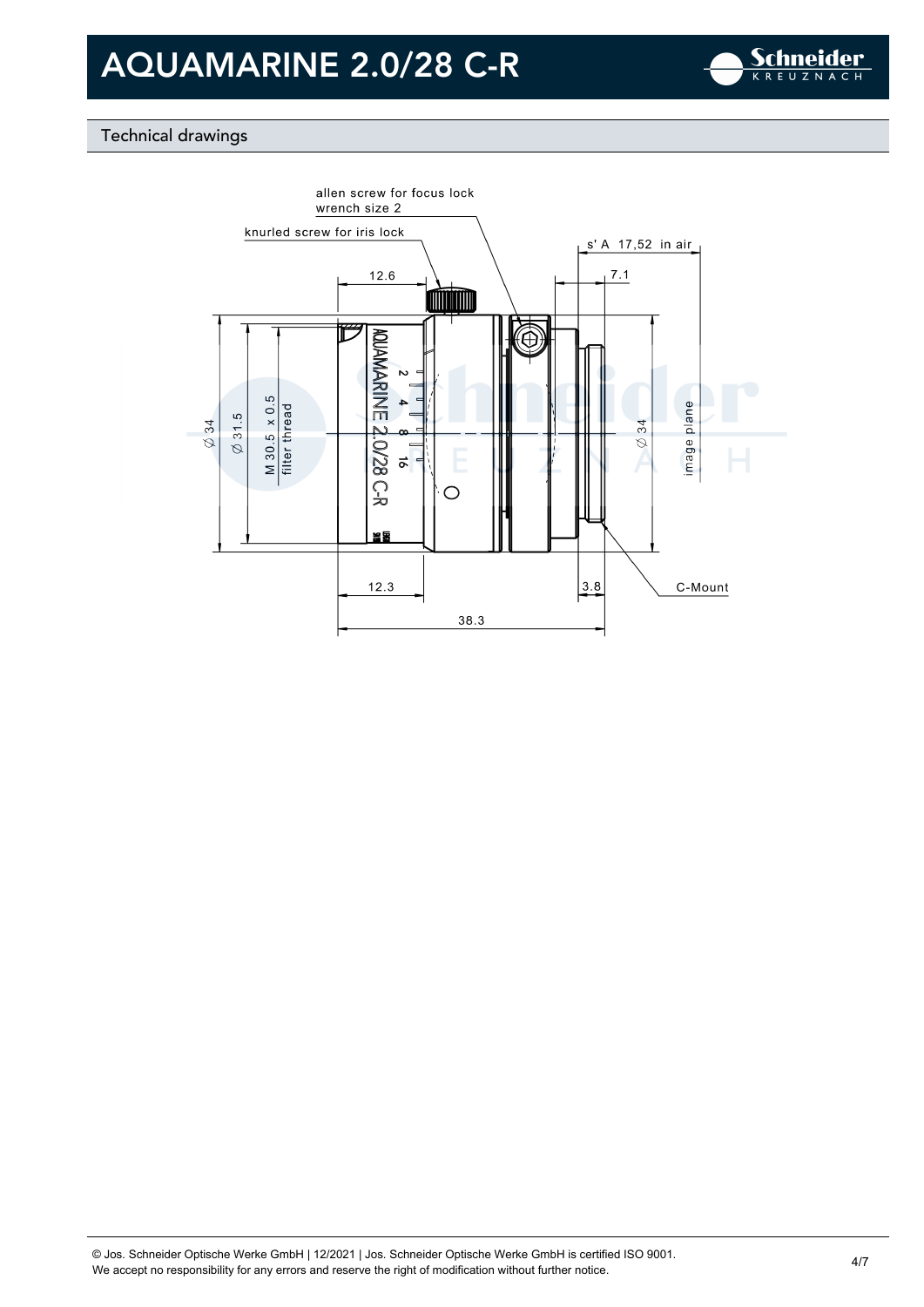# AQUAMARINE 2.0/28 C-R

## Technical drawings

allen screw for focus lock
wrench size 2

knurled screw for iris lock

s' A 17,52 in air

12.6

7.1

Ø 34

Ø 31.5

M 30.5 x 0.5
filter thread

Ø 34

image plane

12.3

3.8

C-Mount

38.3

© Jos. Schneider Optische Werke GmbH | 12/2021 | Jos. Schneider Optische Werke GmbH is certified ISO 9001.
We accept no responsibility for any errors and reserve the right of modification without further notice.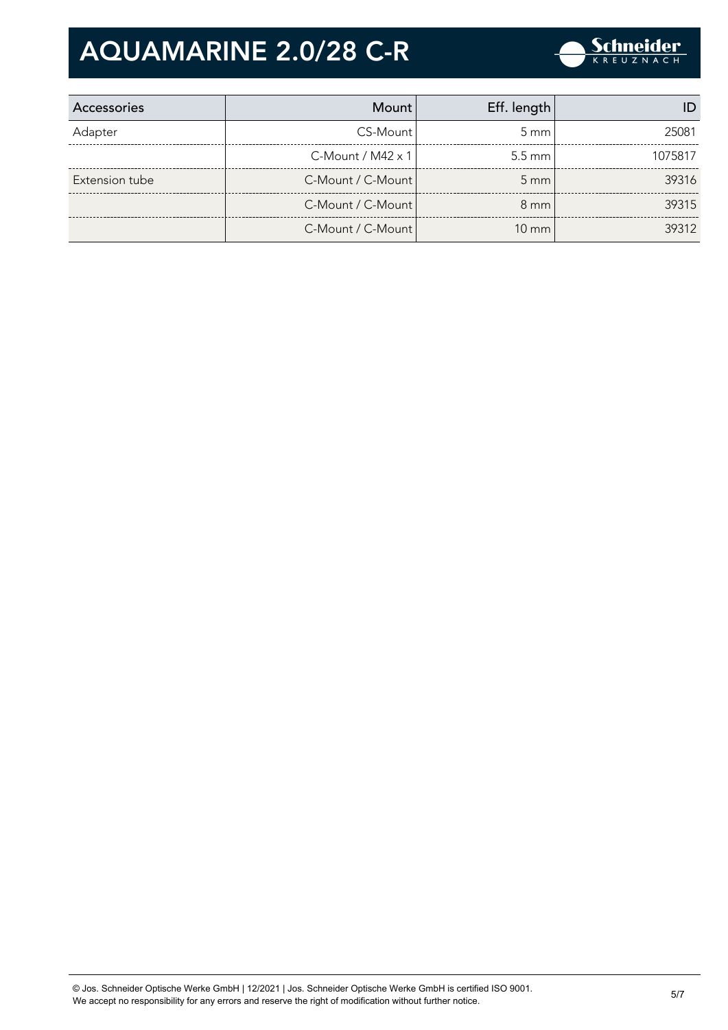# AQUAMARINE 2.0/28 C-R

| Accessories | Mount | Eff. length | ID |
|---|---|---|---|
| Adapter | CS-Mount | 5 mm | 25081 |
| | C-Mount / M42 x 1 | 5.5 mm | 1075817 |
| Extension tube | C-Mount / C-Mount | 5 mm | 39316 |
| | C-Mount / C-Mount | 8 mm | 39315 |
| | C-Mount / C-Mount | 10 mm | 39312 |

© Jos. Schneider Optische Werke GmbH | 12/2021 | Jos. Schneider Optische Werke GmbH is certified ISO 9001.
We accept no responsibility for any errors and reserve the right of modification without further notice.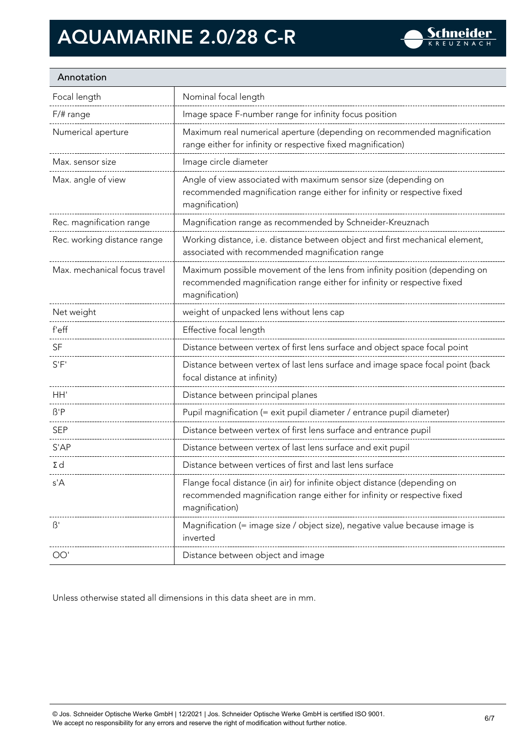# AQUAMARINE 2.0/28 C-R

| Annotation | |
|---|---|
| Focal length | Nominal focal length |
| F/# range | Image space F-number range for infinity focus position |
| Numerical aperture | Maximum real numerical aperture (depending on recommended magnification range either for infinity or respective fixed magnification) |
| Max. sensor size | Image circle diameter |
| Max. angle of view | Angle of view associated with maximum sensor size (depending on recommended magnification range either for infinity or respective fixed magnification) |
| Rec. magnification range | Magnification range as recommended by Schneider-Kreuznach |
| Rec. working distance range | Working distance, i.e. distance between object and first mechanical element, associated with recommended magnification range |
| Max. mechanical focus travel | Maximum possible movement of the lens from infinity position (depending on recommended magnification range either for infinity or respective fixed magnification) |
| Net weight | weight of unpacked lens without lens cap |
| f'eff | Effective focal length |
| SF | Distance between vertex of first lens surface and object space focal point |
| S'F' | Distance between vertex of last lens surface and image space focal point (back focal distance at infinity) |
| HH' | Distance between principal planes |
| ß'P | Pupil magnification (= exit pupil diameter / entrance pupil diameter) |
| SEP | Distance between vertex of first lens surface and entrance pupil |
| S'AP | Distance between vertex of last lens surface and exit pupil |
| Σ d | Distance between vertices of first and last lens surface |
| s'A | Flange focal distance (in air) for infinite object distance (depending on recommended magnification range either for infinity or respective fixed magnification) |
| ß' | Magnification (= image size / object size), negative value because image is inverted |
| OO' | Distance between object and image |

Unless otherwise stated all dimensions in this data sheet are in mm.

© Jos. Schneider Optische Werke GmbH | 12/2021 | Jos. Schneider Optische Werke GmbH is certified ISO 9001.
We accept no responsibility for any errors and reserve the right of modification without further notice.